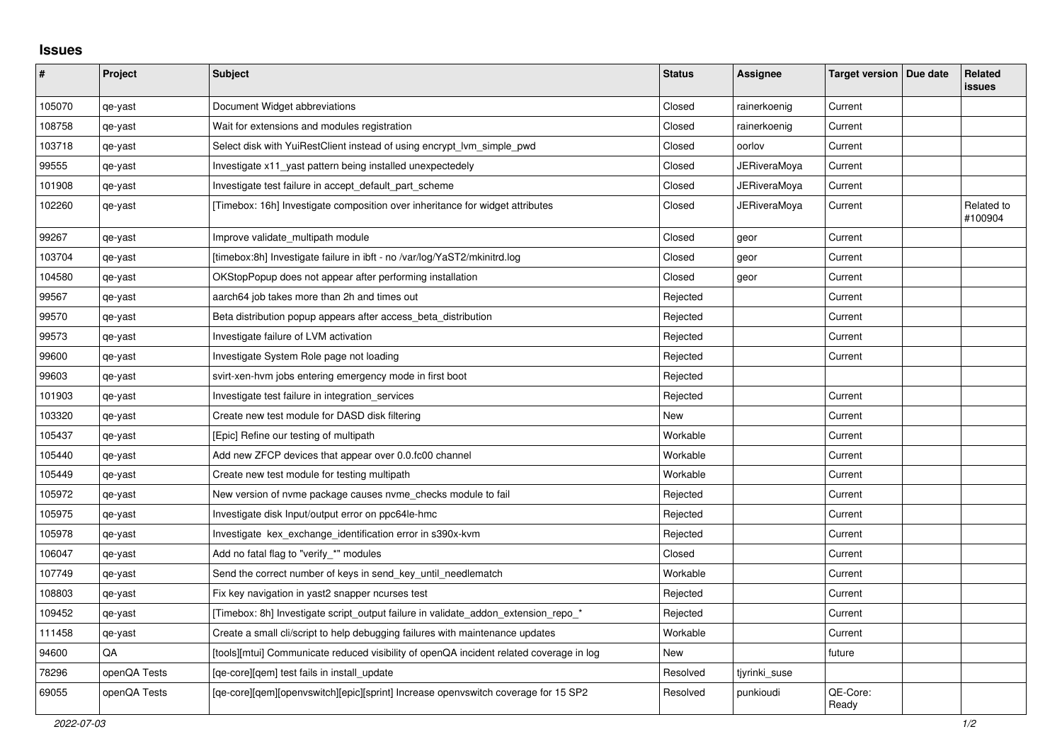# Issues

| # | Project | Subject | Status | Assignee | Target version | Due date | Related issues |
|---|---|---|---|---|---|---|---|
| 105070 | qe-yast | Document Widget abbreviations | Closed | rainerkoenig | Current | | |
| 108758 | qe-yast | Wait for extensions and modules registration | Closed | rainerkoenig | Current | | |
| 103718 | qe-yast | Select disk with YuiRestClient instead of using encrypt_lvm_simple_pwd | Closed | oorlov | Current | | |
| 99555 | qe-yast | Investigate x11_yast pattern being installed unexpectedely | Closed | JERiveraMoya | Current | | |
| 101908 | qe-yast | Investigate test failure in accept_default_part_scheme | Closed | JERiveraMoya | Current | | |
| 102260 | qe-yast | [Timebox: 16h] Investigate composition over inheritance for widget attributes | Closed | JERiveraMoya | Current | | Related to #100904 |
| 99267 | qe-yast | Improve validate_multipath module | Closed | geor | Current | | |
| 103704 | qe-yast | [timebox:8h] Investigate failure in ibft - no /var/log/YaST2/mkinitrd.log | Closed | geor | Current | | |
| 104580 | qe-yast | OKStopPopup does not appear after performing installation | Closed | geor | Current | | |
| 99567 | qe-yast | aarch64 job takes more than 2h and times out | Rejected | | Current | | |
| 99570 | qe-yast | Beta distribution popup appears after access_beta_distribution | Rejected | | Current | | |
| 99573 | qe-yast | Investigate failure of LVM activation | Rejected | | Current | | |
| 99600 | qe-yast | Investigate System Role page not loading | Rejected | | Current | | |
| 99603 | qe-yast | svirt-xen-hvm jobs entering emergency mode in first boot | Rejected | | | | |
| 101903 | qe-yast | Investigate test failure in integration_services | Rejected | | Current | | |
| 103320 | qe-yast | Create new test module for DASD disk filtering | New | | Current | | |
| 105437 | qe-yast | [Epic] Refine our testing of multipath | Workable | | Current | | |
| 105440 | qe-yast | Add new ZFCP devices that appear over 0.0.fc00 channel | Workable | | Current | | |
| 105449 | qe-yast | Create new test module for testing multipath | Workable | | Current | | |
| 105972 | qe-yast | New version of nvme package causes nvme_checks module to fail | Rejected | | Current | | |
| 105975 | qe-yast | Investigate disk Input/output error on ppc64le-hmc | Rejected | | Current | | |
| 105978 | qe-yast | Investigate kex_exchange_identification error in s390x-kvm | Rejected | | Current | | |
| 106047 | qe-yast | Add no fatal flag to "verify_*" modules | Closed | | Current | | |
| 107749 | qe-yast | Send the correct number of keys in send_key_until_needlematch | Workable | | Current | | |
| 108803 | qe-yast | Fix key navigation in yast2 snapper ncurses test | Rejected | | Current | | |
| 109452 | qe-yast | [Timebox: 8h] Investigate script_output failure in validate_addon_extension_repo_* | Rejected | | Current | | |
| 111458 | qe-yast | Create a small cli/script to help debugging failures with maintenance updates | Workable | | Current | | |
| 94600 | QA | [tools][mtui] Communicate reduced visibility of openQA incident related coverage in log | New | | future | | |
| 78296 | openQA Tests | [qe-core][qem] test fails in install_update | Resolved | tjyrinki_suse | | | |
| 69055 | openQA Tests | [qe-core][qem][openvswitch][epic][sprint] Increase openvswitch coverage for 15 SP2 | Resolved | punkioudi | QE-Core: Ready | | |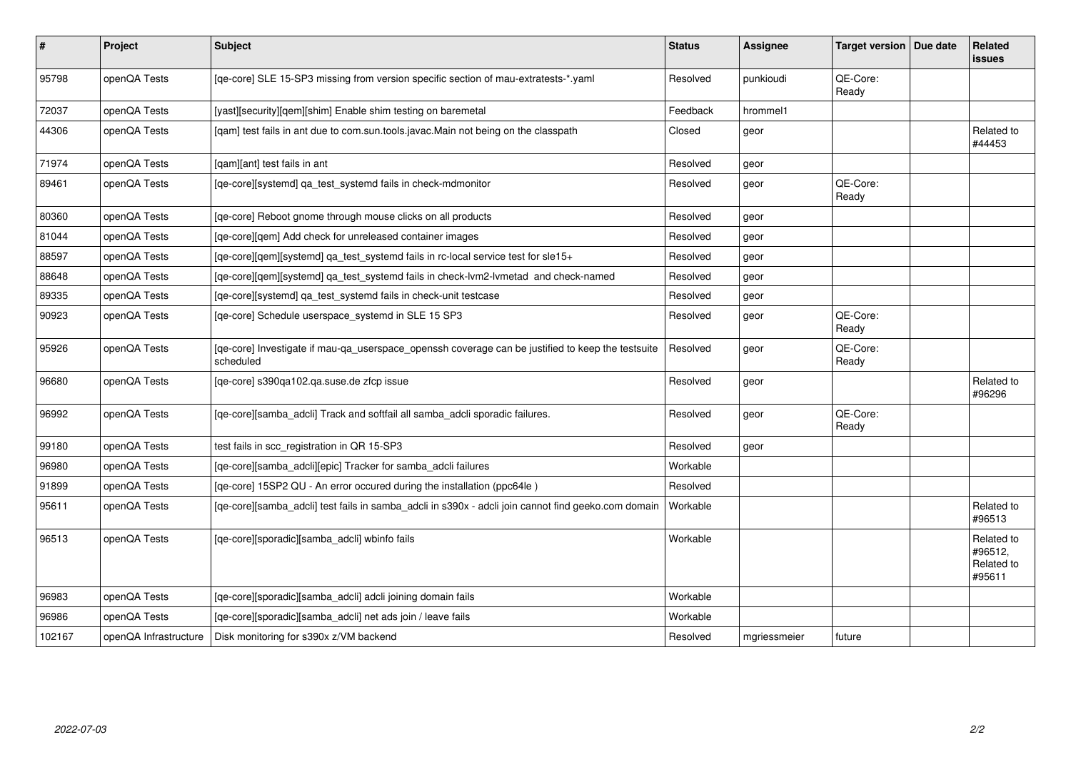| # | Project | Subject | Status | Assignee | Target version | Due date | Related issues |
|---|---|---|---|---|---|---|---|
| 95798 | openQA Tests | [qe-core] SLE 15-SP3 missing from version specific section of mau-extratests-*.yaml | Resolved | punkioudi | QE-Core: Ready | | |
| 72037 | openQA Tests | [yast][security][qem][shim] Enable shim testing on baremetal | Feedback | hrommel1 | | | |
| 44306 | openQA Tests | [qam] test fails in ant due to com.sun.tools.javac.Main not being on the classpath | Closed | geor | | | Related to #44453 |
| 71974 | openQA Tests | [qam][ant] test fails in ant | Resolved | geor | | | |
| 89461 | openQA Tests | [qe-core][systemd] qa_test_systemd fails in check-mdmonitor | Resolved | geor | QE-Core: Ready | | |
| 80360 | openQA Tests | [qe-core] Reboot gnome through mouse clicks on all products | Resolved | geor | | | |
| 81044 | openQA Tests | [qe-core][qem] Add check for unreleased container images | Resolved | geor | | | |
| 88597 | openQA Tests | [qe-core][qem][systemd] qa_test_systemd fails in rc-local service test for sle15+ | Resolved | geor | | | |
| 88648 | openQA Tests | [qe-core][qem][systemd] qa_test_systemd fails in check-lvm2-lvmetad and check-named | Resolved | geor | | | |
| 89335 | openQA Tests | [qe-core][systemd] qa_test_systemd fails in check-unit testcase | Resolved | geor | | | |
| 90923 | openQA Tests | [qe-core] Schedule userspace_systemd in SLE 15 SP3 | Resolved | geor | QE-Core: Ready | | |
| 95926 | openQA Tests | [qe-core] Investigate if mau-qa_userspace_openssh coverage can be justified to keep the testsuite scheduled | Resolved | geor | QE-Core: Ready | | |
| 96680 | openQA Tests | [qe-core] s390qa102.qa.suse.de zfcp issue | Resolved | geor | | | Related to #96296 |
| 96992 | openQA Tests | [qe-core][samba_adcli] Track and softfail all samba_adcli sporadic failures. | Resolved | geor | QE-Core: Ready | | |
| 99180 | openQA Tests | test fails in scc_registration in QR 15-SP3 | Resolved | geor | | | |
| 96980 | openQA Tests | [qe-core][samba_adcli][epic] Tracker for samba_adcli failures | Workable | | | | |
| 91899 | openQA Tests | [qe-core] 15SP2 QU - An error occured during the installation (ppc64le ) | Resolved | | | | |
| 95611 | openQA Tests | [qe-core][samba_adcli] test fails in samba_adcli in s390x - adcli join cannot find geeko.com domain | Workable | | | | Related to #96513 |
| 96513 | openQA Tests | [qe-core][sporadic][samba_adcli] wbinfo fails | Workable | | | | Related to #96512, Related to #95611 |
| 96983 | openQA Tests | [qe-core][sporadic][samba_adcli] adcli joining domain fails | Workable | | | | |
| 96986 | openQA Tests | [qe-core][sporadic][samba_adcli] net ads join / leave fails | Workable | | | | |
| 102167 | openQA Infrastructure | Disk monitoring for s390x z/VM backend | Resolved | mgriessmeier | future | | |